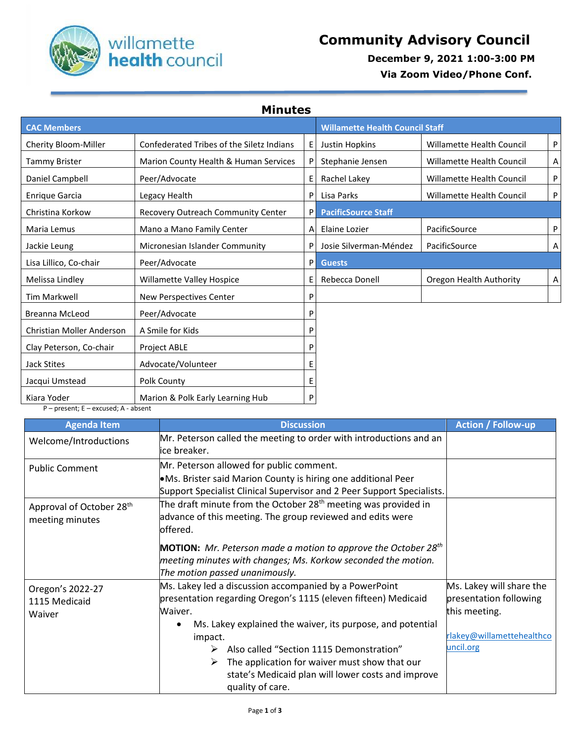# Community Advisory Council

**December 9, 2021 1:00-3:00 PM**

**Via Zoom Video/Phone Conf.**

## Minutes

| CAC Members | | | Willamette Health Council Staff | | |
|---|---|---|---|---|---|
| Cherity Bloom-Miller | Confederated Tribes of the Siletz Indians | E | Justin Hopkins | Willamette Health Council | P |
| Tammy Brister | Marion County Health & Human Services | P | Stephanie Jensen | Willamette Health Council | A |
| Daniel Campbell | Peer/Advocate | E | Rachel Lakey | Willamette Health Council | P |
| Enrique Garcia | Legacy Health | P | Lisa Parks | Willamette Health Council | P |
| Christina Korkow | Recovery Outreach Community Center | P | **PacificSource Staff** | | |
| Maria Lemus | Mano a Mano Family Center | A | Elaine Lozier | PacificSource | P |
| Jackie Leung | Micronesian Islander Community | P | Josie Silverman-Méndez | PacificSource | A |
| Lisa Lillico, Co-chair | Peer/Advocate | P | **Guests** | | |
| Melissa Lindley | Willamette Valley Hospice | E | Rebecca Donell | Oregon Health Authority | A |
| Tim Markwell | New Perspectives Center | P | | | |
| Breanna McLeod | Peer/Advocate | P | | | |
| Christian Moller Anderson | A Smile for Kids | P | | | |
| Clay Peterson, Co-chair | Project ABLE | P | | | |
| Jack Stites | Advocate/Volunteer | E | | | |
| Jacqui Umstead | Polk County | E | | | |
| Kiara Yoder | Marion & Polk Early Learning Hub | P | | | |

P – present; E – excused; A - absent

| Agenda Item | Discussion | Action / Follow-up |
|---|---|---|
| Welcome/Introductions | Mr. Peterson called the meeting to order with introductions and an ice breaker. | |
| Public Comment | Mr. Peterson allowed for public comment.<br>• Ms. Brister said Marion County is hiring one additional Peer Support Specialist Clinical Supervisor and 2 Peer Support Specialists. | |
| Approval of October 28th meeting minutes | The draft minute from the October 28th meeting was provided in advance of this meeting. The group reviewed and edits were offered.<br><br>**MOTION:** *Mr. Peterson made a motion to approve the October 28th meeting minutes with changes; Ms. Korkow seconded the motion. The motion passed unanimously.* | |
| Oregon's 2022-27 1115 Medicaid Waiver | Ms. Lakey led a discussion accompanied by a PowerPoint presentation regarding Oregon's 1115 (eleven fifteen) Medicaid Waiver.<br>• Ms. Lakey explained the waiver, its purpose, and potential impact.<br>&nbsp;&nbsp;➢ Also called "Section 1115 Demonstration"<br>&nbsp;&nbsp;➢ The application for waiver must show that our state's Medicaid plan will lower costs and improve quality of care. | Ms. Lakey will share the presentation following this meeting.<br><br>rlakey@willamettehealthcouncil.org |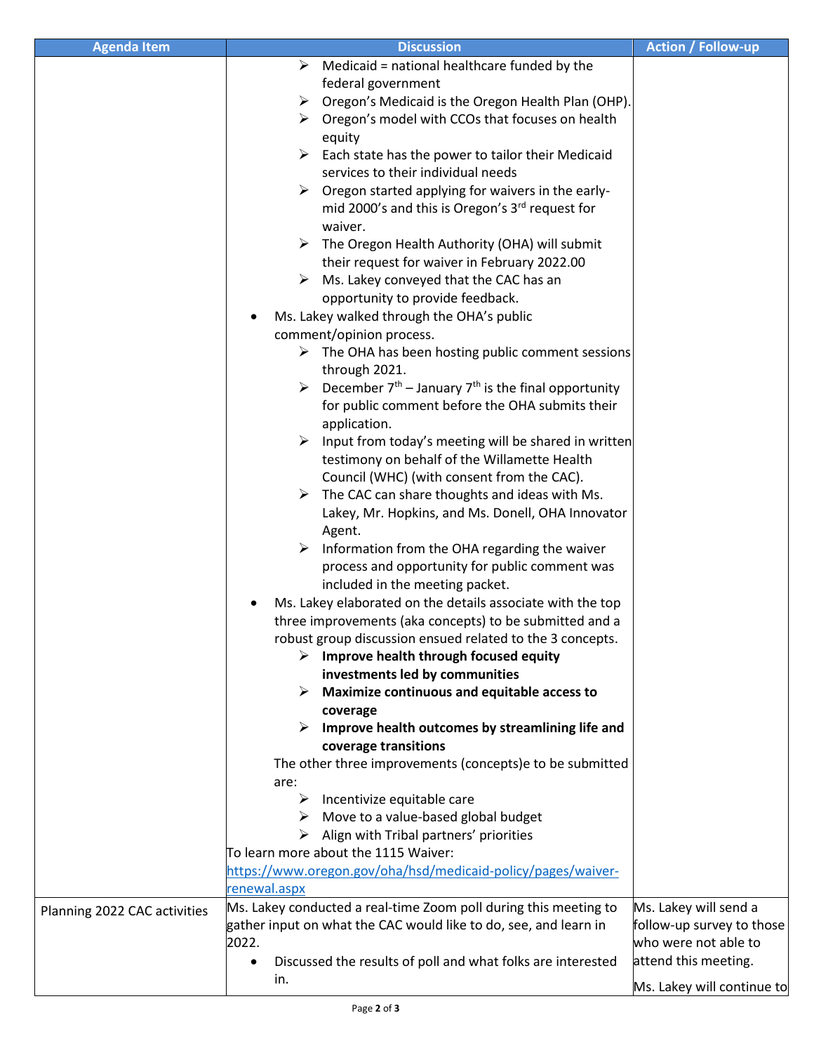| Agenda Item | Discussion | Action / Follow-up |
| --- | --- | --- |
| | ➢ Medicaid = national healthcare funded by the federal government<br>➢ Oregon's Medicaid is the Oregon Health Plan (OHP).<br>➢ Oregon's model with CCOs that focuses on health equity<br>➢ Each state has the power to tailor their Medicaid services to their individual needs<br>➢ Oregon started applying for waivers in the early-mid 2000's and this is Oregon's 3rd request for waiver.<br>➢ The Oregon Health Authority (OHA) will submit their request for waiver in February 2022.00<br>➢ Ms. Lakey conveyed that the CAC has an opportunity to provide feedback.<br>• Ms. Lakey walked through the OHA's public comment/opinion process.<br>➢ The OHA has been hosting public comment sessions through 2021.<br>➢ December 7th – January 7th is the final opportunity for public comment before the OHA submits their application.<br>➢ Input from today's meeting will be shared in written testimony on behalf of the Willamette Health Council (WHC) (with consent from the CAC).<br>➢ The CAC can share thoughts and ideas with Ms. Lakey, Mr. Hopkins, and Ms. Donell, OHA Innovator Agent.<br>➢ Information from the OHA regarding the waiver process and opportunity for public comment was included in the meeting packet.<br>• Ms. Lakey elaborated on the details associate with the top three improvements (aka concepts) to be submitted and a robust group discussion ensued related to the 3 concepts.<br>➢ **Improve health through focused equity investments led by communities**<br>➢ **Maximize continuous and equitable access to coverage**<br>➢ **Improve health outcomes by streamlining life and coverage transitions**<br>The other three improvements (concepts)e to be submitted are:<br>➢ Incentivize equitable care<br>➢ Move to a value-based global budget<br>➢ Align with Tribal partners' priorities<br>To learn more about the 1115 Waiver: https://www.oregon.gov/oha/hsd/medicaid-policy/pages/waiver-renewal.aspx | |
| Planning 2022 CAC activities | Ms. Lakey conducted a real-time Zoom poll during this meeting to gather input on what the CAC would like to do, see, and learn in 2022.<br>• Discussed the results of poll and what folks are interested in. | Ms. Lakey will send a follow-up survey to those who were not able to attend this meeting.<br>Ms. Lakey will continue to |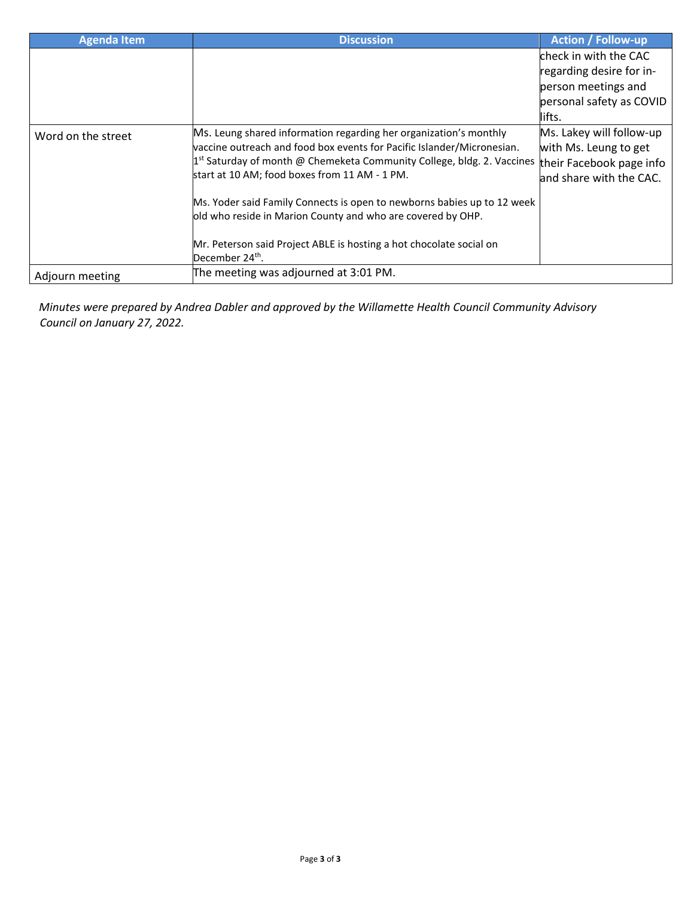| Agenda Item | Discussion | Action / Follow-up |
| --- | --- | --- |
| | | check in with the CAC regarding desire for in-person meetings and personal safety as COVID lifts. |
| Word on the street | Ms. Leung shared information regarding her organization's monthly vaccine outreach and food box events for Pacific Islander/Micronesian. 1st Saturday of month @ Chemeketa Community College, bldg. 2. Vaccines start at 10 AM; food boxes from 11 AM - 1 PM.<br><br>Ms. Yoder said Family Connects is open to newborns babies up to 12 week old who reside in Marion County and who are covered by OHP.<br><br>Mr. Peterson said Project ABLE is hosting a hot chocolate social on December 24th. | Ms. Lakey will follow-up with Ms. Leung to get their Facebook page info and share with the CAC. |
| Adjourn meeting | The meeting was adjourned at 3:01 PM. | |

*Minutes were prepared by Andrea Dabler and approved by the Willamette Health Council Community Advisory Council on January 27, 2022.*